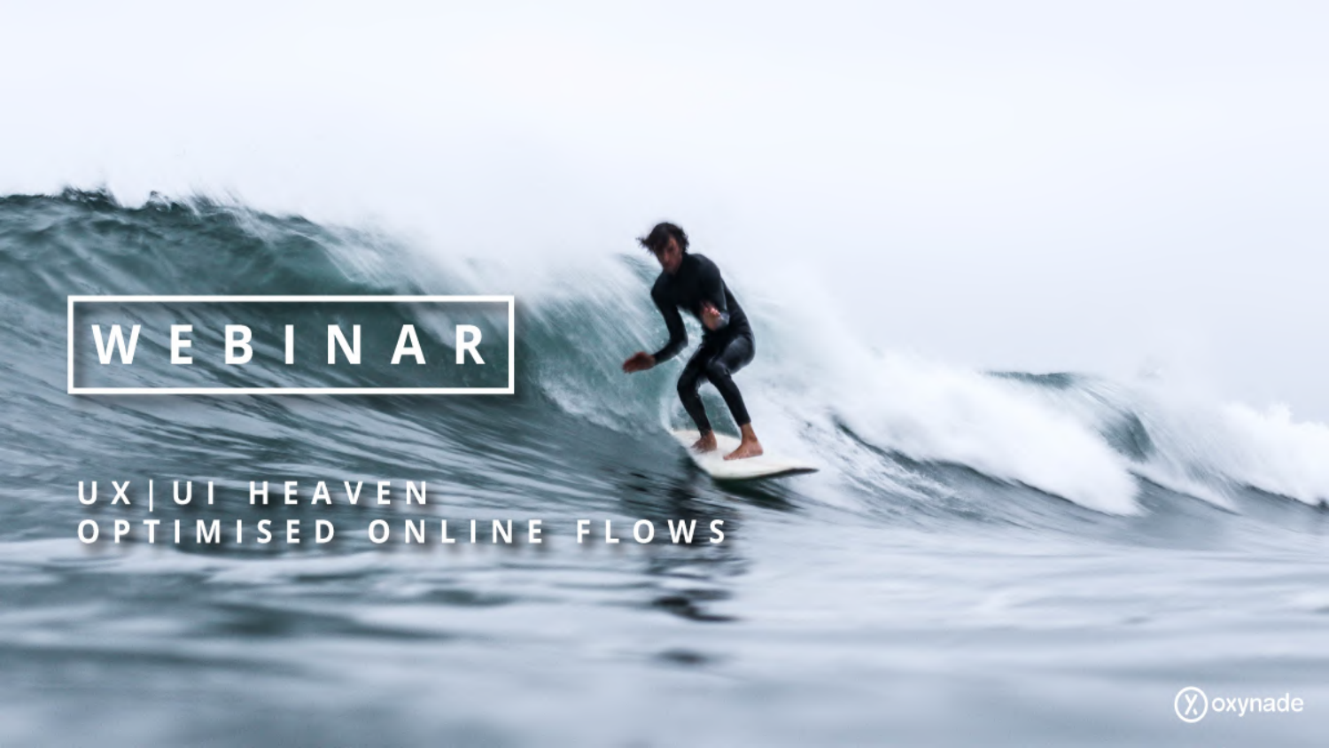# WEBINAR

## UX | UI HEAVEN
## OPTIMISED ONLINE FLOWS

oxynade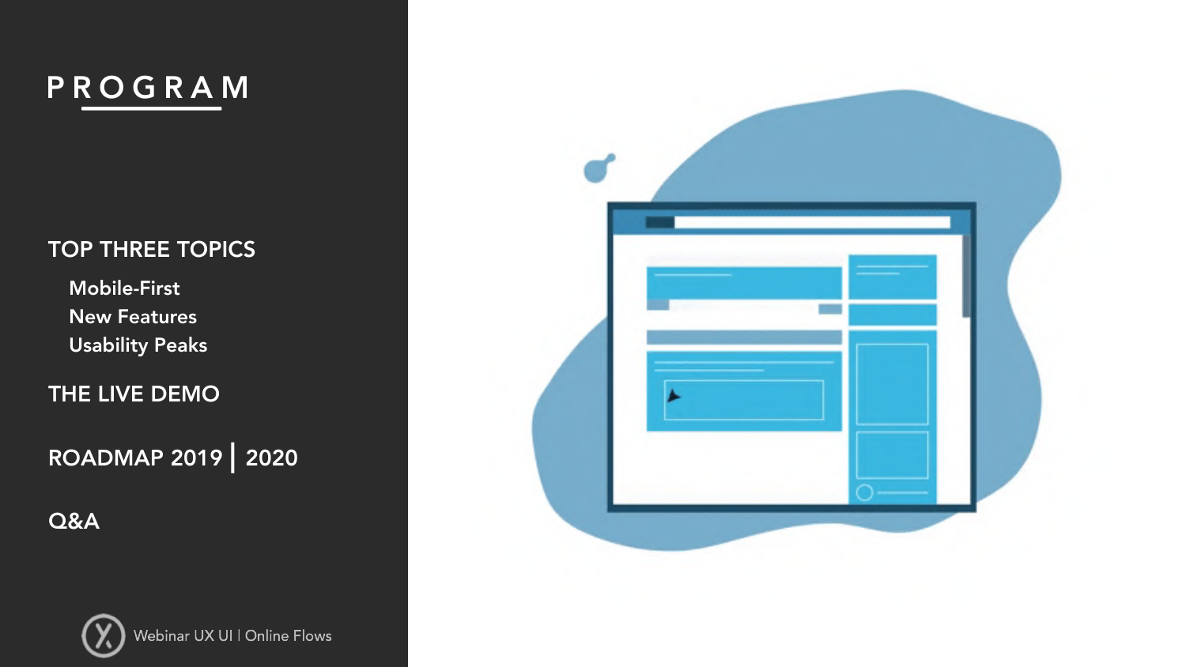# PROGRAM

## TOP THREE TOPICS

- Mobile-First
- New Features
- Usability Peaks

## THE LIVE DEMO

## ROADMAP 2019 | 2020

## Q&A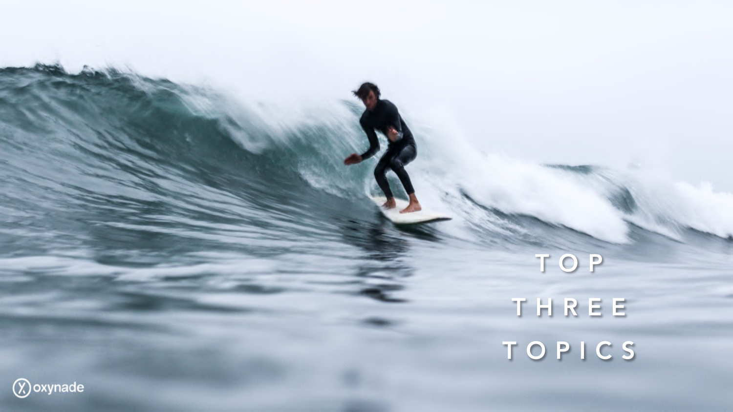# TOP THREE TOPICS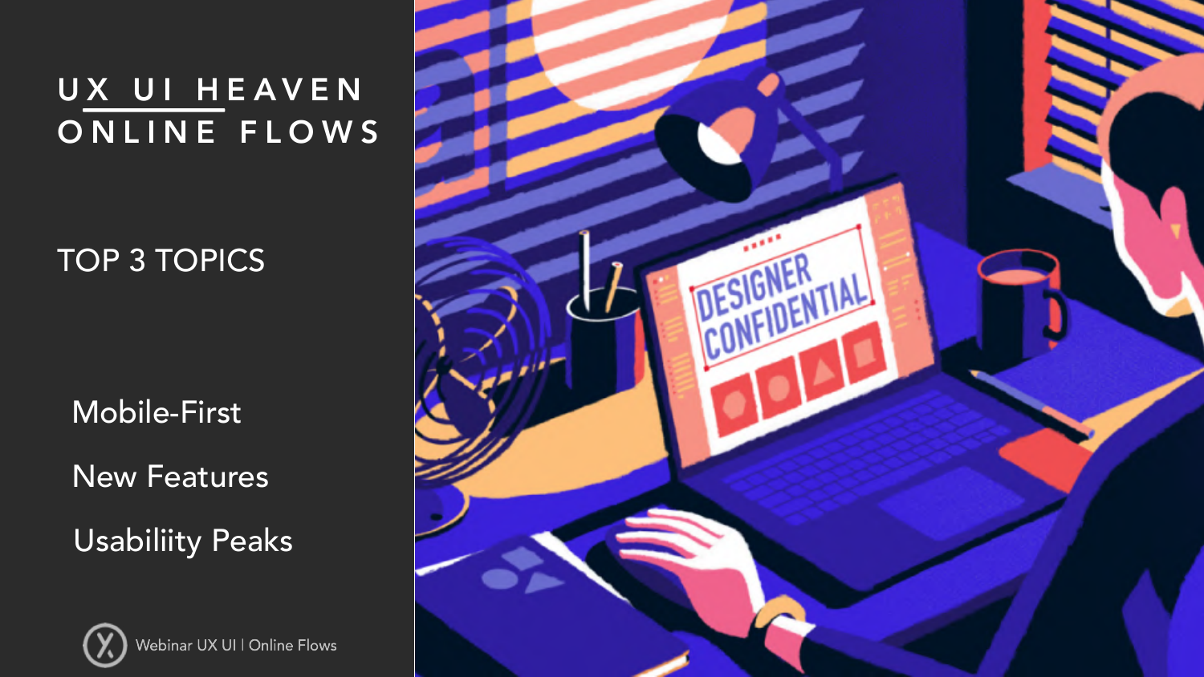# UX UI HEAVEN ONLINE FLOWS

## TOP 3 TOPICS

- Mobile-First
- New Features
- Usabiliity Peaks

Webinar UX UI | Online Flows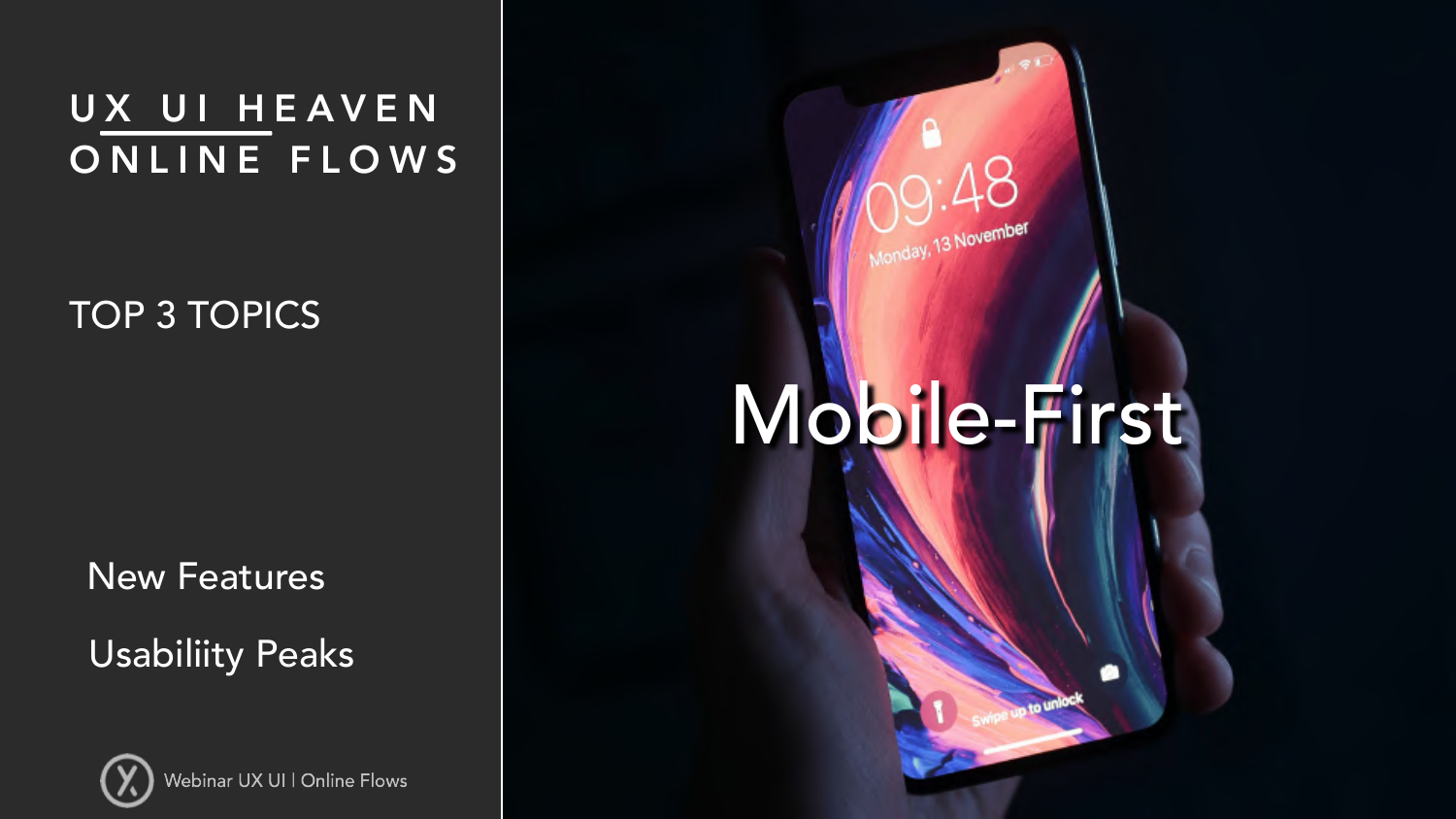# UX UI HEAVEN
# ONLINE FLOWS

## TOP 3 TOPICS

Mobile-First

New Features

Usabiliity Peaks

Webinar UX UI | Online Flows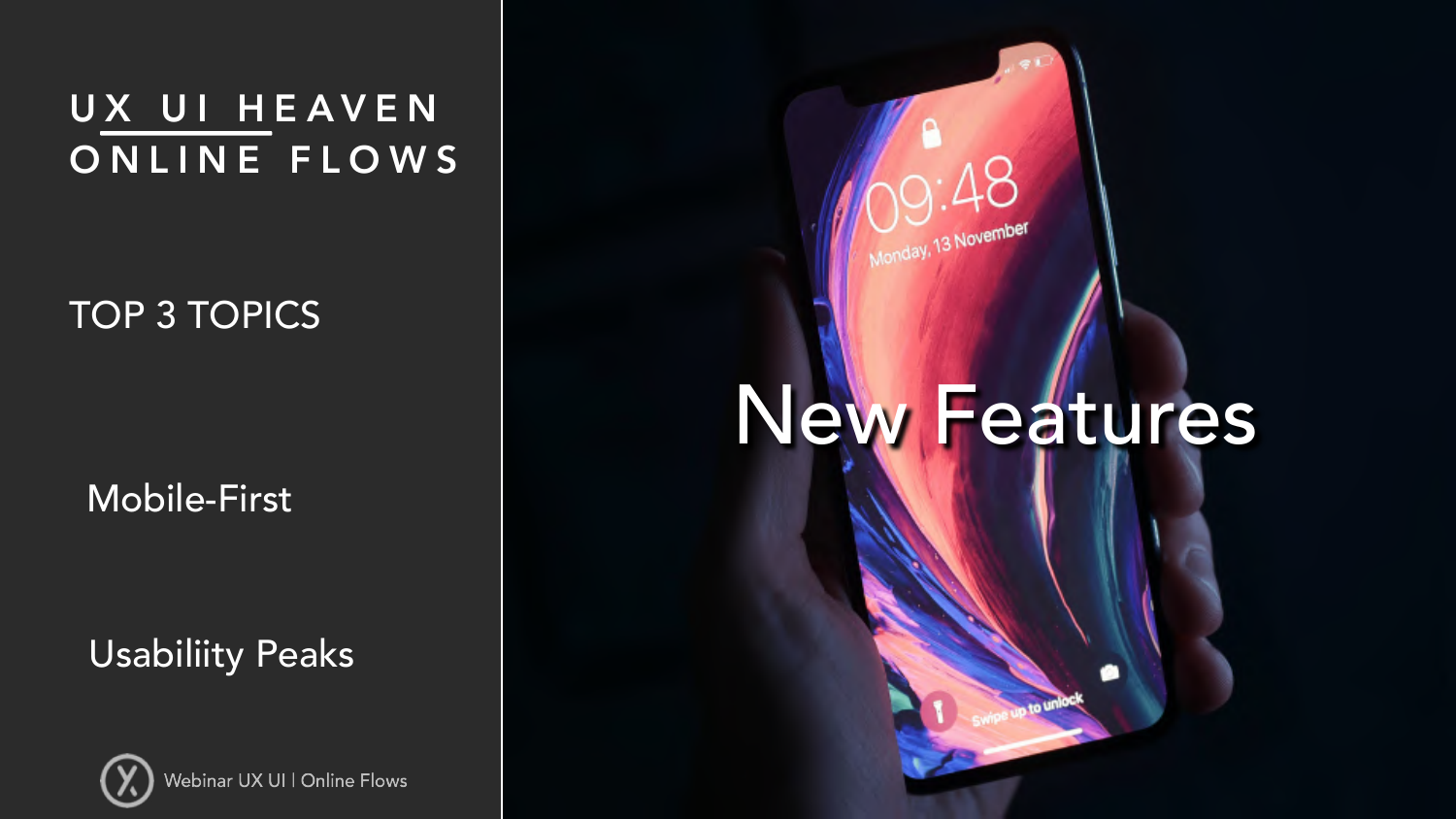# UX UI HEAVEN ONLINE FLOWS

## TOP 3 TOPICS

- Mobile-First
- Usabiliity Peaks
- New Features

Webinar UX UI | Online Flows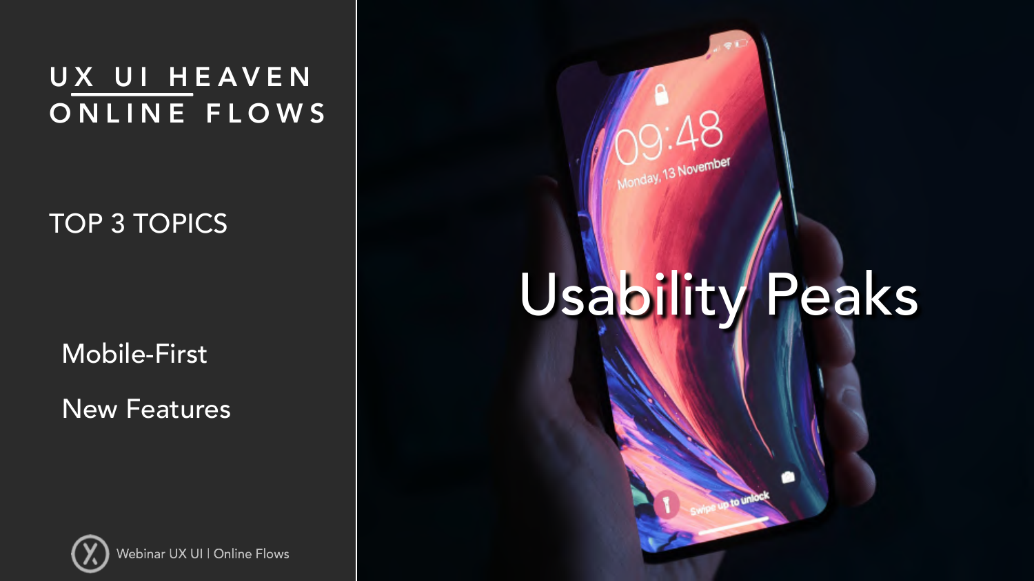# UX UI HEAVEN ONLINE FLOWS

## TOP 3 TOPICS

- Mobile-First
- New Features

# Usability Peaks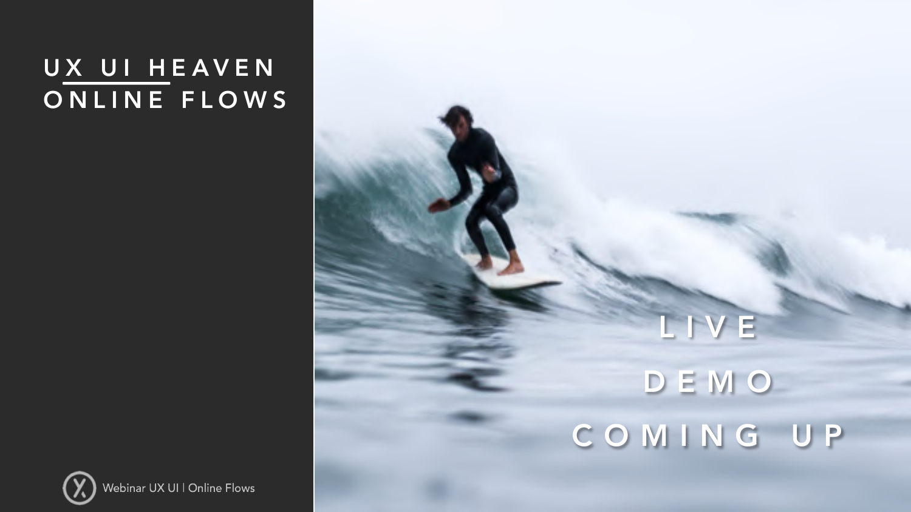# UX UI HEAVEN ONLINE FLOWS

LIVE

DEMO

COMING UP

Webinar UX UI | Online Flows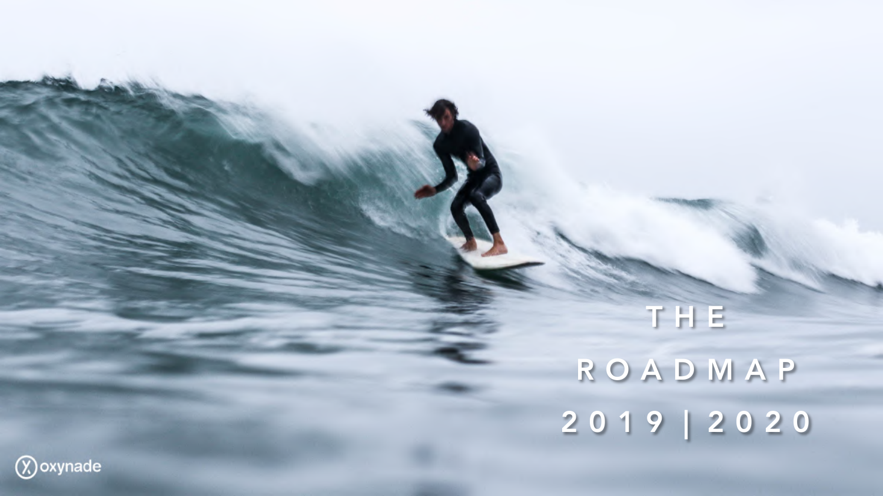# THE ROADMAP 2019 | 2020

oxynade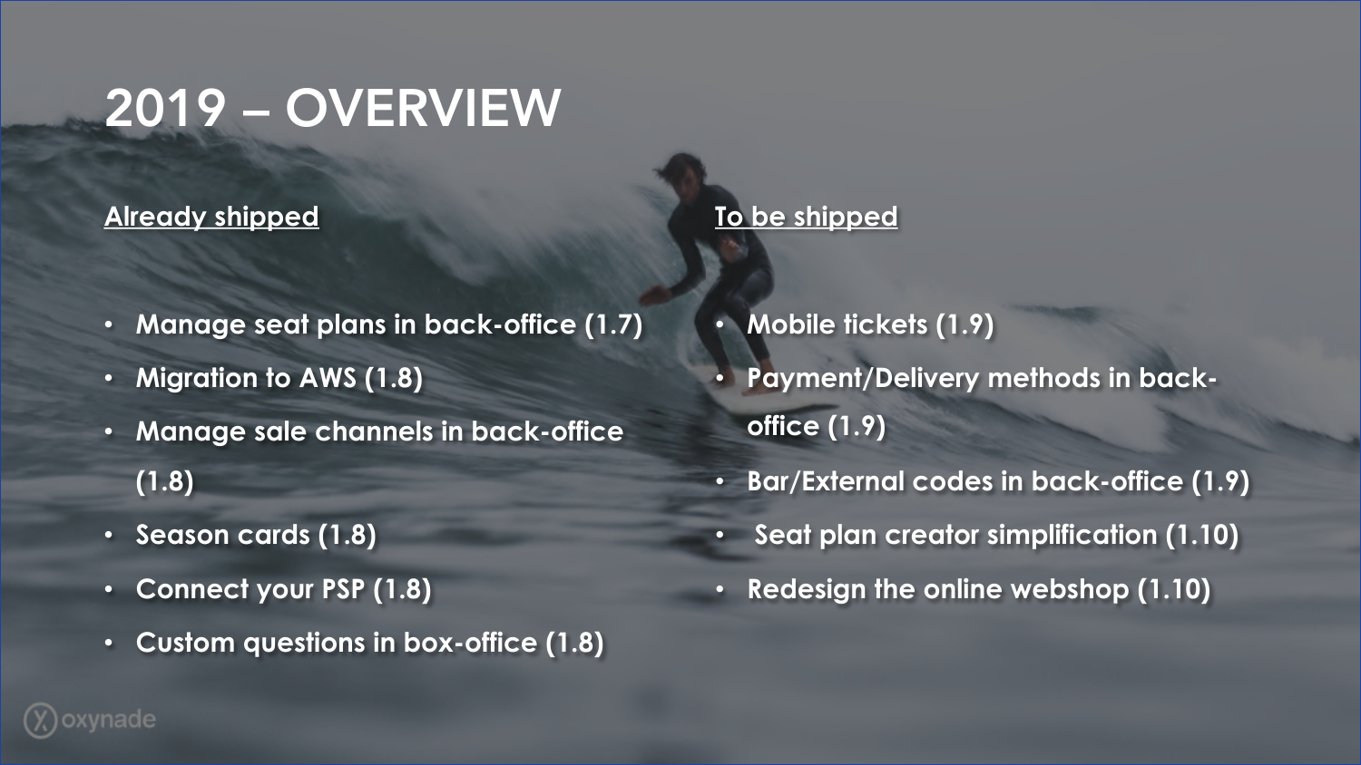# 2019 – OVERVIEW

**Already shipped**

- Manage seat plans in back-office (1.7)
- Migration to AWS (1.8)
- Manage sale channels in back-office (1.8)
- Season cards (1.8)
- Connect your PSP (1.8)
- Custom questions in box-office (1.8)

**To be shipped**

- Mobile tickets (1.9)
- Payment/Delivery methods in back-office (1.9)
- Bar/External codes in back-office (1.9)
- Seat plan creator simplification (1.10)
- Redesign the online webshop (1.10)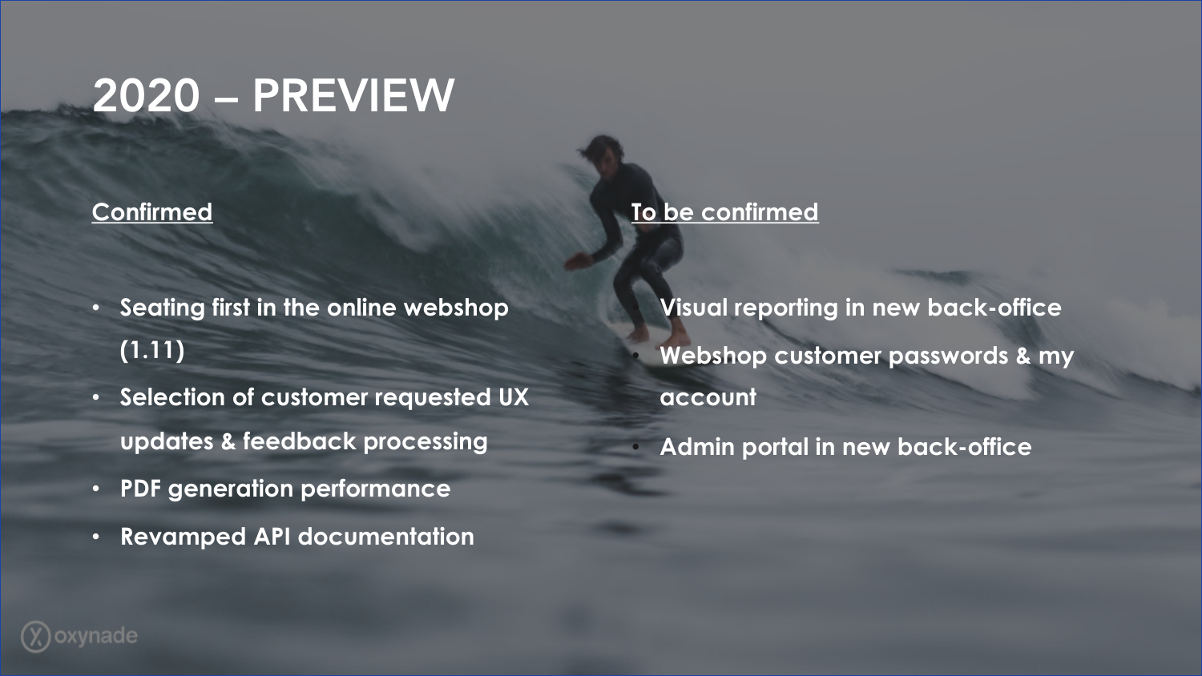# 2020 – PREVIEW

**Confirmed**

- Seating first in the online webshop (1.11)
- Selection of customer requested UX updates & feedback processing
- PDF generation performance
- Revamped API documentation

**To be confirmed**

- Visual reporting in new back-office
- Webshop customer passwords & my account
- Admin portal in new back-office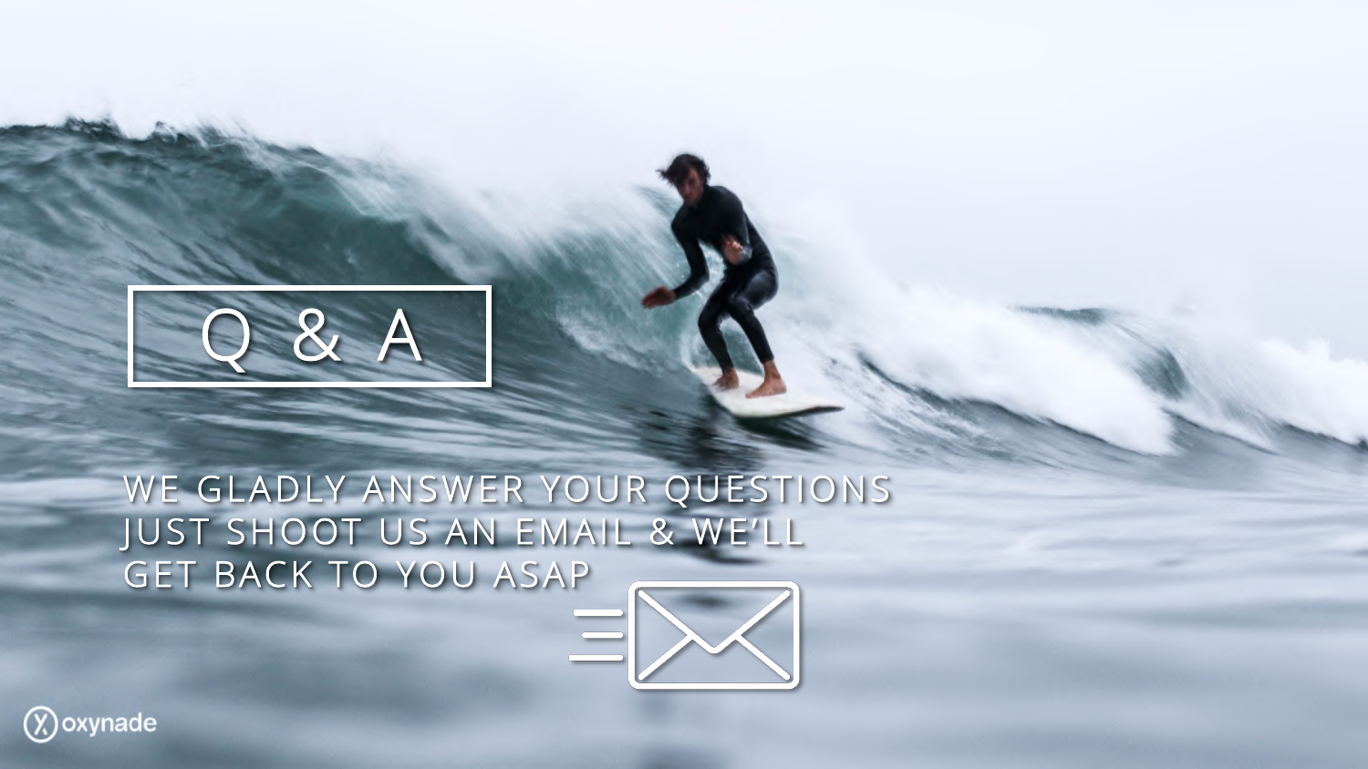# Q & A

WE GLADLY ANSWER YOUR QUESTIONS
JUST SHOOT US AN EMAIL & WE'LL
GET BACK TO YOU ASAP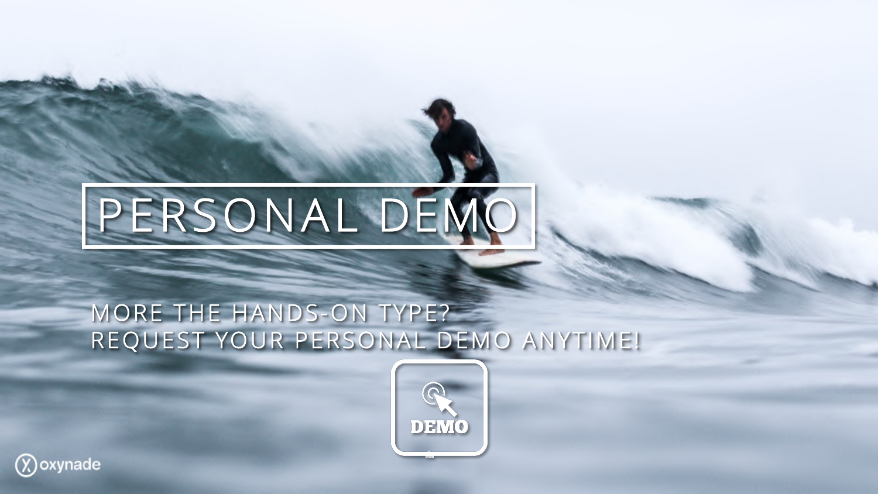# PERSONAL DEMO

MORE THE HANDS-ON TYPE?
REQUEST YOUR PERSONAL DEMO ANYTIME!

DEMO

oxynade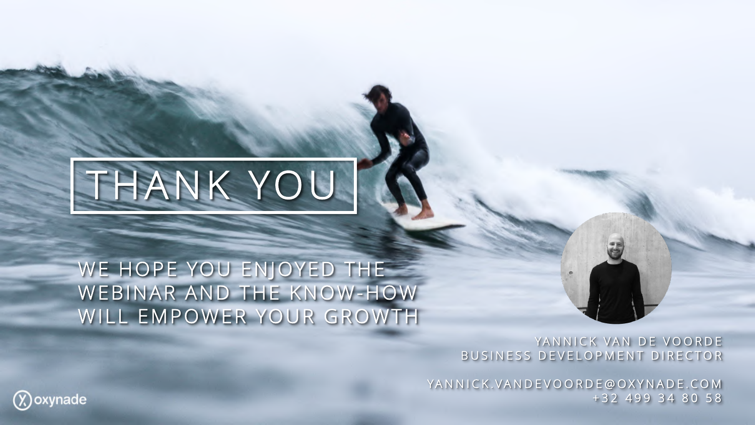# THANK YOU

WE HOPE YOU ENJOYED THE WEBINAR AND THE KNOW-HOW WILL EMPOWER YOUR GROWTH

YANNICK VAN DE VOORDE
BUSINESS DEVELOPMENT DIRECTOR

YANNICK.VANDEVOORDE@OXYNADE.COM
+32 499 34 80 58

oxynade